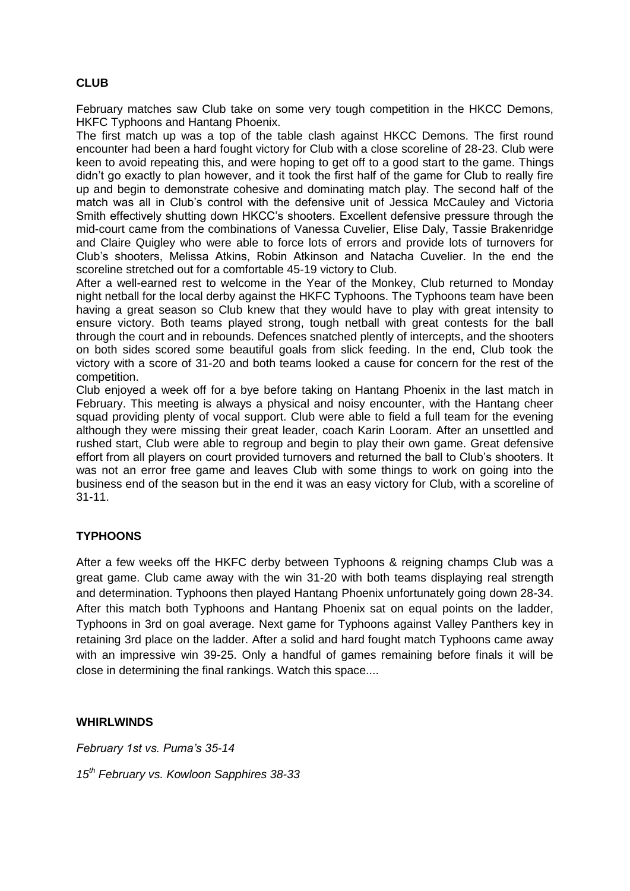## CLUB

February matches saw Club take on some very tough competition in the HKCC Demons, HKFC Typhoons and Hantang Phoenix.

The first match up was a top of the table clash against HKCC Demons. The first round encounter had been a hard fought victory for Club with a close scoreline of 28-23. Club were keen to avoid repeating this, and were hoping to get off to a good start to the game. Things didn't go exactly to plan however, and it took the first half of the game for Club to really fire up and begin to demonstrate cohesive and dominating match play. The second half of the match was all in Club's control with the defensive unit of Jessica McCauley and Victoria Smith effectively shutting down HKCC's shooters. Excellent defensive pressure through the mid-court came from the combinations of Vanessa Cuvelier, Elise Daly, Tassie Brakenridge and Claire Quigley who were able to force lots of errors and provide lots of turnovers for Club's shooters, Melissa Atkins, Robin Atkinson and Natacha Cuvelier. In the end the scoreline stretched out for a comfortable 45-19 victory to Club.

After a well-earned rest to welcome in the Year of the Monkey, Club returned to Monday night netball for the local derby against the HKFC Typhoons. The Typhoons team have been having a great season so Club knew that they would have to play with great intensity to ensure victory. Both teams played strong, tough netball with great contests for the ball through the court and in rebounds. Defences snatched plently of intercepts, and the shooters on both sides scored some beautiful goals from slick feeding. In the end, Club took the victory with a score of 31-20 and both teams looked a cause for concern for the rest of the competition.

Club enjoyed a week off for a bye before taking on Hantang Phoenix in the last match in February. This meeting is always a physical and noisy encounter, with the Hantang cheer squad providing plenty of vocal support. Club were able to field a full team for the evening although they were missing their great leader, coach Karin Looram. After an unsettled and rushed start, Club were able to regroup and begin to play their own game. Great defensive effort from all players on court provided turnovers and returned the ball to Club's shooters. It was not an error free game and leaves Club with some things to work on going into the business end of the season but in the end it was an easy victory for Club, with a scoreline of 31-11.

## TYPHOONS

After a few weeks off the HKFC derby between Typhoons & reigning champs Club was a great game. Club came away with the win 31-20 with both teams displaying real strength and determination. Typhoons then played Hantang Phoenix unfortunately going down 28-34. After this match both Typhoons and Hantang Phoenix sat on equal points on the ladder, Typhoons in 3rd on goal average. Next game for Typhoons against Valley Panthers key in retaining 3rd place on the ladder. After a solid and hard fought match Typhoons came away with an impressive win 39-25. Only a handful of games remaining before finals it will be close in determining the final rankings. Watch this space....

## WHIRLWINDS

*February 1st vs. Puma's 35-14*

*15th February vs. Kowloon Sapphires 38-33*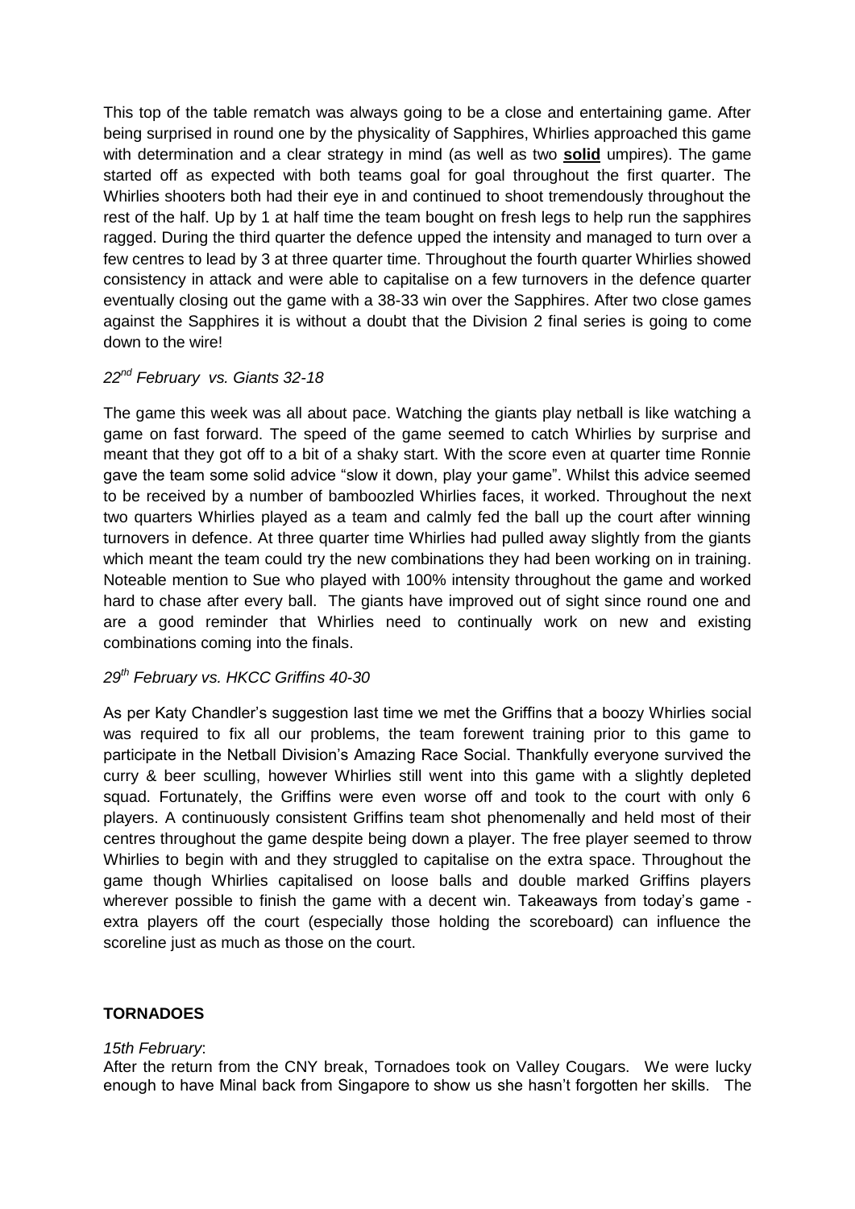This top of the table rematch was always going to be a close and entertaining game. After being surprised in round one by the physicality of Sapphires, Whirlies approached this game with determination and a clear strategy in mind (as well as two **solid** umpires). The game started off as expected with both teams goal for goal throughout the first quarter. The Whirlies shooters both had their eye in and continued to shoot tremendously throughout the rest of the half. Up by 1 at half time the team bought on fresh legs to help run the sapphires ragged. During the third quarter the defence upped the intensity and managed to turn over a few centres to lead by 3 at three quarter time. Throughout the fourth quarter Whirlies showed consistency in attack and were able to capitalise on a few turnovers in the defence quarter eventually closing out the game with a 38-33 win over the Sapphires. After two close games against the Sapphires it is without a doubt that the Division 2 final series is going to come down to the wire!

*22nd February vs. Giants 32-18*

The game this week was all about pace. Watching the giants play netball is like watching a game on fast forward. The speed of the game seemed to catch Whirlies by surprise and meant that they got off to a bit of a shaky start. With the score even at quarter time Ronnie gave the team some solid advice "slow it down, play your game". Whilst this advice seemed to be received by a number of bamboozled Whirlies faces, it worked. Throughout the next two quarters Whirlies played as a team and calmly fed the ball up the court after winning turnovers in defence. At three quarter time Whirlies had pulled away slightly from the giants which meant the team could try the new combinations they had been working on in training. Noteable mention to Sue who played with 100% intensity throughout the game and worked hard to chase after every ball. The giants have improved out of sight since round one and are a good reminder that Whirlies need to continually work on new and existing combinations coming into the finals.

*29th February vs. HKCC Griffins 40-30*

As per Katy Chandler's suggestion last time we met the Griffins that a boozy Whirlies social was required to fix all our problems, the team forewent training prior to this game to participate in the Netball Division's Amazing Race Social. Thankfully everyone survived the curry & beer sculling, however Whirlies still went into this game with a slightly depleted squad. Fortunately, the Griffins were even worse off and took to the court with only 6 players. A continuously consistent Griffins team shot phenomenally and held most of their centres throughout the game despite being down a player. The free player seemed to throw Whirlies to begin with and they struggled to capitalise on the extra space. Throughout the game though Whirlies capitalised on loose balls and double marked Griffins players wherever possible to finish the game with a decent win. Takeaways from today's game - extra players off the court (especially those holding the scoreboard) can influence the scoreline just as much as those on the court.

**TORNADOES**

*15th February*:

After the return from the CNY break, Tornadoes took on Valley Cougars. We were lucky enough to have Minal back from Singapore to show us she hasn't forgotten her skills. The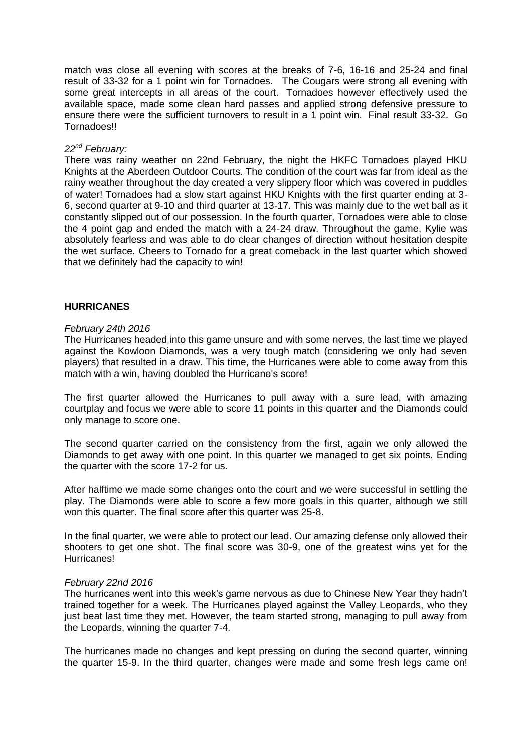match was close all evening with scores at the breaks of 7-6, 16-16 and 25-24 and final result of 33-32 for a 1 point win for Tornadoes. The Cougars were strong all evening with some great intercepts in all areas of the court. Tornadoes however effectively used the available space, made some clean hard passes and applied strong defensive pressure to ensure there were the sufficient turnovers to result in a 1 point win. Final result 33-32. Go Tornadoes!!

*22nd February:*

There was rainy weather on 22nd February, the night the HKFC Tornadoes played HKU Knights at the Aberdeen Outdoor Courts. The condition of the court was far from ideal as the rainy weather throughout the day created a very slippery floor which was covered in puddles of water! Tornadoes had a slow start against HKU Knights with the first quarter ending at 3-6, second quarter at 9-10 and third quarter at 13-17. This was mainly due to the wet ball as it constantly slipped out of our possession. In the fourth quarter, Tornadoes were able to close the 4 point gap and ended the match with a 24-24 draw. Throughout the game, Kylie was absolutely fearless and was able to do clear changes of direction without hesitation despite the wet surface. Cheers to Tornado for a great comeback in the last quarter which showed that we definitely had the capacity to win!

**HURRICANES**

*February 24th 2016*

The Hurricanes headed into this game unsure and with some nerves, the last time we played against the Kowloon Diamonds, was a very tough match (considering we only had seven players) that resulted in a draw. This time, the Hurricanes were able to come away from this match with a win, having doubled the Hurricane's score!

The first quarter allowed the Hurricanes to pull away with a sure lead, with amazing courtplay and focus we were able to score 11 points in this quarter and the Diamonds could only manage to score one.

The second quarter carried on the consistency from the first, again we only allowed the Diamonds to get away with one point. In this quarter we managed to get six points. Ending the quarter with the score 17-2 for us.

After halftime we made some changes onto the court and we were successful in settling the play. The Diamonds were able to score a few more goals in this quarter, although we still won this quarter. The final score after this quarter was 25-8.

In the final quarter, we were able to protect our lead. Our amazing defense only allowed their shooters to get one shot. The final score was 30-9, one of the greatest wins yet for the Hurricanes!

*February 22nd 2016*

The hurricanes went into this week's game nervous as due to Chinese New Year they hadn't trained together for a week. The Hurricanes played against the Valley Leopards, who they just beat last time they met. However, the team started strong, managing to pull away from the Leopards, winning the quarter 7-4.

The hurricanes made no changes and kept pressing on during the second quarter, winning the quarter 15-9. In the third quarter, changes were made and some fresh legs came on!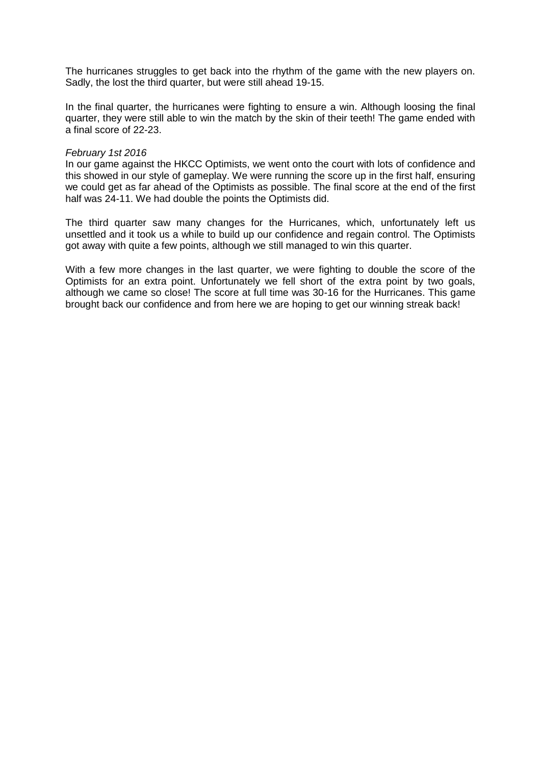The hurricanes struggles to get back into the rhythm of the game with the new players on. Sadly, the lost the third quarter, but were still ahead 19-15.

In the final quarter, the hurricanes were fighting to ensure a win. Although loosing the final quarter, they were still able to win the match by the skin of their teeth! The game ended with a final score of 22-23.

*February 1st 2016*

In our game against the HKCC Optimists, we went onto the court with lots of confidence and this showed in our style of gameplay. We were running the score up in the first half, ensuring we could get as far ahead of the Optimists as possible. The final score at the end of the first half was 24-11. We had double the points the Optimists did.

The third quarter saw many changes for the Hurricanes, which, unfortunately left us unsettled and it took us a while to build up our confidence and regain control. The Optimists got away with quite a few points, although we still managed to win this quarter.

With a few more changes in the last quarter, we were fighting to double the score of the Optimists for an extra point. Unfortunately we fell short of the extra point by two goals, although we came so close! The score at full time was 30-16 for the Hurricanes. This game brought back our confidence and from here we are hoping to get our winning streak back!